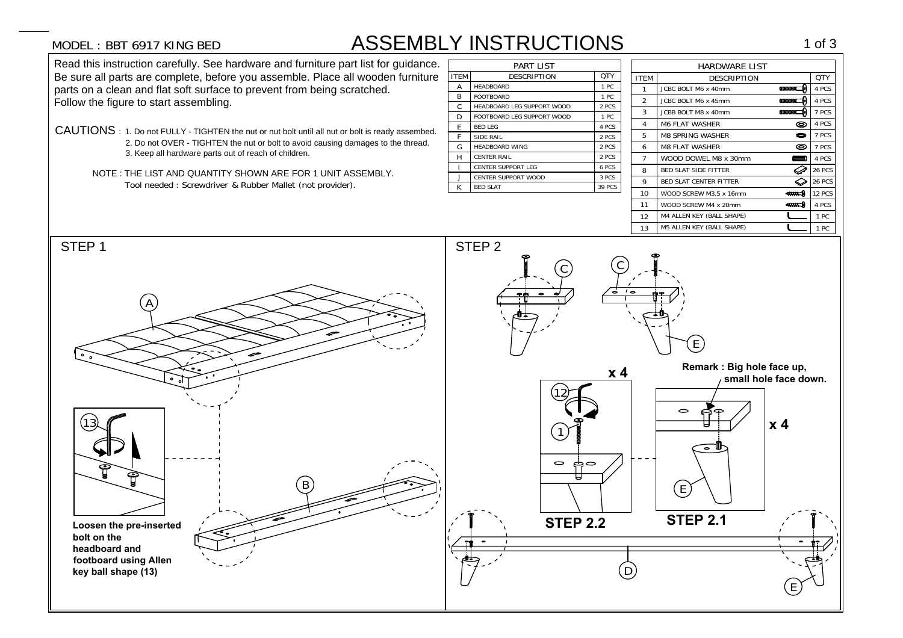MODEL : BBT 6917 KING BED

# ASSEMBLY INSTRUCTIONS

Read this instruction carefully. See hardware and furniture part list for guidance. Be sure all parts are complete, before you assemble. Place all wooden furniture parts on a clean and flat soft surface to prevent from being scratched.
Follow the figure to start assembling.

CAUTIONS : 1. Do not FULLY - TIGHTEN the nut or nut bolt until all nut or bolt is ready assembed.
2. Do not OVER - TIGHTEN the nut or bolt to avoid causing damages to the thread.
3. Keep all hardware parts out of reach of children.

NOTE : THE LIST AND QUANTITY SHOWN ARE FOR 1 UNIT ASSEMBLY.
Tool needed : Screwdriver & Rubber Mallet (not provider).

**PART LIST**

| ITEM | DESCRIPTION | QTY |
|---|---|---|
| A | HEADBOARD | 1 PC |
| B | FOOTBOARD | 1 PC |
| C | HEADBOARD LEG SUPPORT WOOD | 2 PCS |
| D | FOOTBOARD LEG SUPPORT WOOD | 1 PC |
| E | BED LEG | 4 PCS |
| F | SIDE RAIL | 2 PCS |
| G | HEADBOARD WING | 2 PCS |
| H | CENTER RAIL | 2 PCS |
| I | CENTER SUPPORT LEG | 6 PCS |
| J | CENTER SUPPORT WOOD | 3 PCS |
| K | BED SLAT | 39 PCS |

**HARDWARE LIST**

| ITEM | DESCRIPTION | QTY |
|---|---|---|
| 1 | JCBC BOLT M6 x 40mm | 4 PCS |
| 2 | JCBC BOLT M6 x 45mm | 4 PCS |
| 3 | JCBB BOLT M8 x 40mm | 7 PCS |
| 4 | M6 FLAT WASHER | 4 PCS |
| 5 | M8 SPRING WASHER | 7 PCS |
| 6 | M8 FLAT WASHER | 7 PCS |
| 7 | WOOD DOWEL M8 x 30mm | 4 PCS |
| 8 | BED SLAT SIDE FITTER | 26 PCS |
| 9 | BED SLAT CENTER FITTER | 26 PCS |
| 10 | WOOD SCREW M3.5 x 16mm | 12 PCS |
| 11 | WOOD SCREW M4 x 20mm | 4 PCS |
| 12 | M4 ALLEN KEY (BALL SHAPE) | 1 PC |
| 13 | M5 ALLEN KEY (BALL SHAPE) | 1 PC |

## STEP 1

A

B

13

**Loosen the pre-inserted bolt on the headboard and footboard using Allen key ball shape (13)**

## STEP 2

C C E

**x 4**

12

1

**STEP 2.2**

**Remark : Big hole face up, small hole face down.**

**x 4**

E

**STEP 2.1**

D

E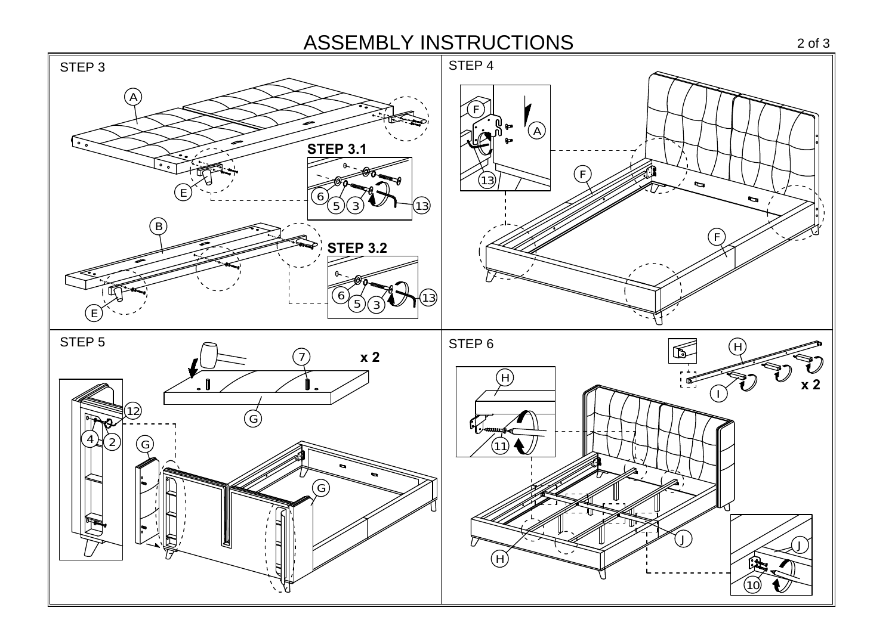# ASSEMBLY INSTRUCTIONS

## STEP 3

A

E

**STEP 3.1**

6 5 3 13

B

**STEP 3.2**

6 5 3 13

E

## STEP 4

F A 13

F

F

## STEP 5

7 **x 2**

G

12 4 2 G

G

## STEP 6

H

I **x 2**

H

11

J

H

J

10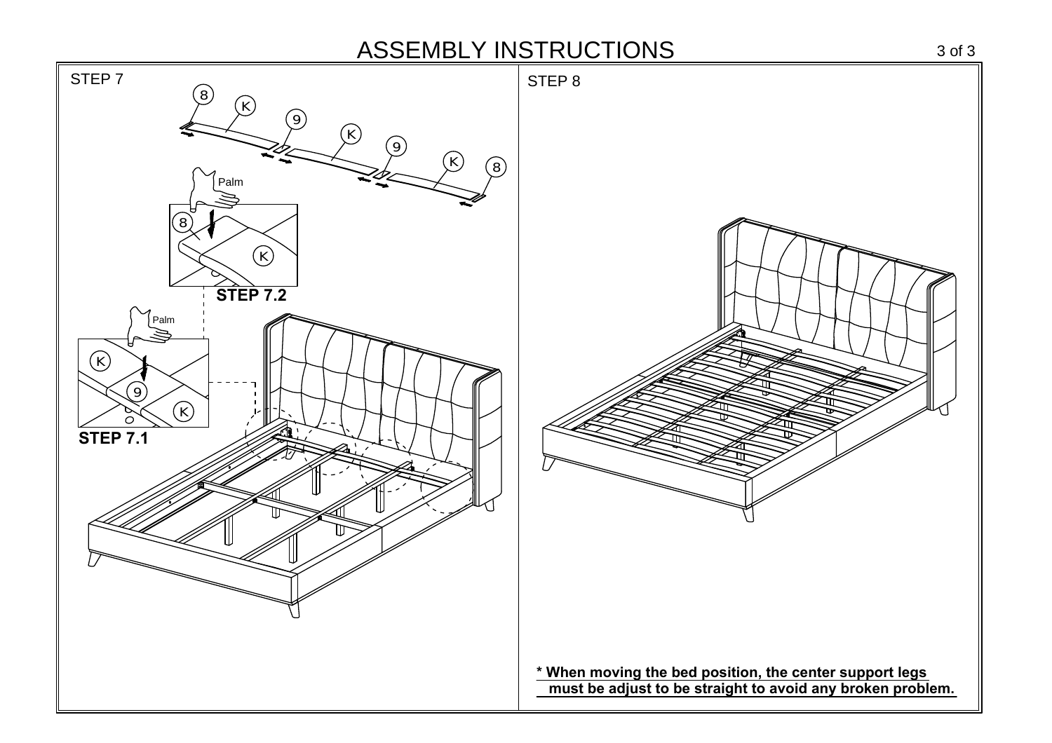# ASSEMBLY INSTRUCTIONS

## STEP 7

8 K 9 K 9 K 8

Palm

8 K

**STEP 7.2**

Palm

K 9 K

**STEP 7.1**

## STEP 8

**\* When moving the bed position, the center support legs must be adjust to be straight to avoid any broken problem.**